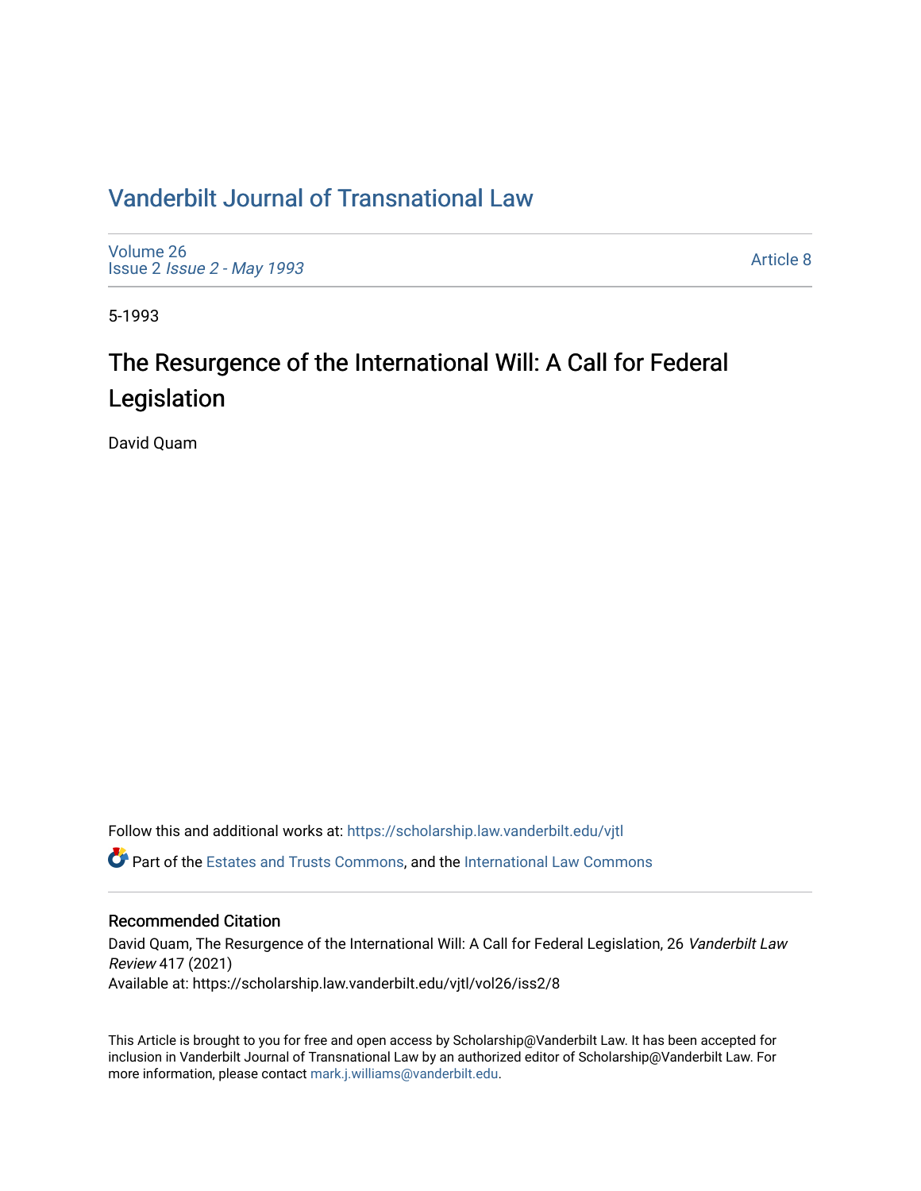# Vanderbilt Journal of Transnational Law

Volume 26
Issue 2 *Issue 2 - May 1993*

Article 8

5-1993

## The Resurgence of the International Will: A Call for Federal Legislation

David Quam

Follow this and additional works at: https://scholarship.law.vanderbilt.edu/vjtl

Part of the Estates and Trusts Commons, and the International Law Commons

### Recommended Citation

David Quam, The Resurgence of the International Will: A Call for Federal Legislation, 26 *Vanderbilt Law Review* 417 (2021)
Available at: https://scholarship.law.vanderbilt.edu/vjtl/vol26/iss2/8

This Article is brought to you for free and open access by Scholarship@Vanderbilt Law. It has been accepted for inclusion in Vanderbilt Journal of Transnational Law by an authorized editor of Scholarship@Vanderbilt Law. For more information, please contact mark.j.williams@vanderbilt.edu.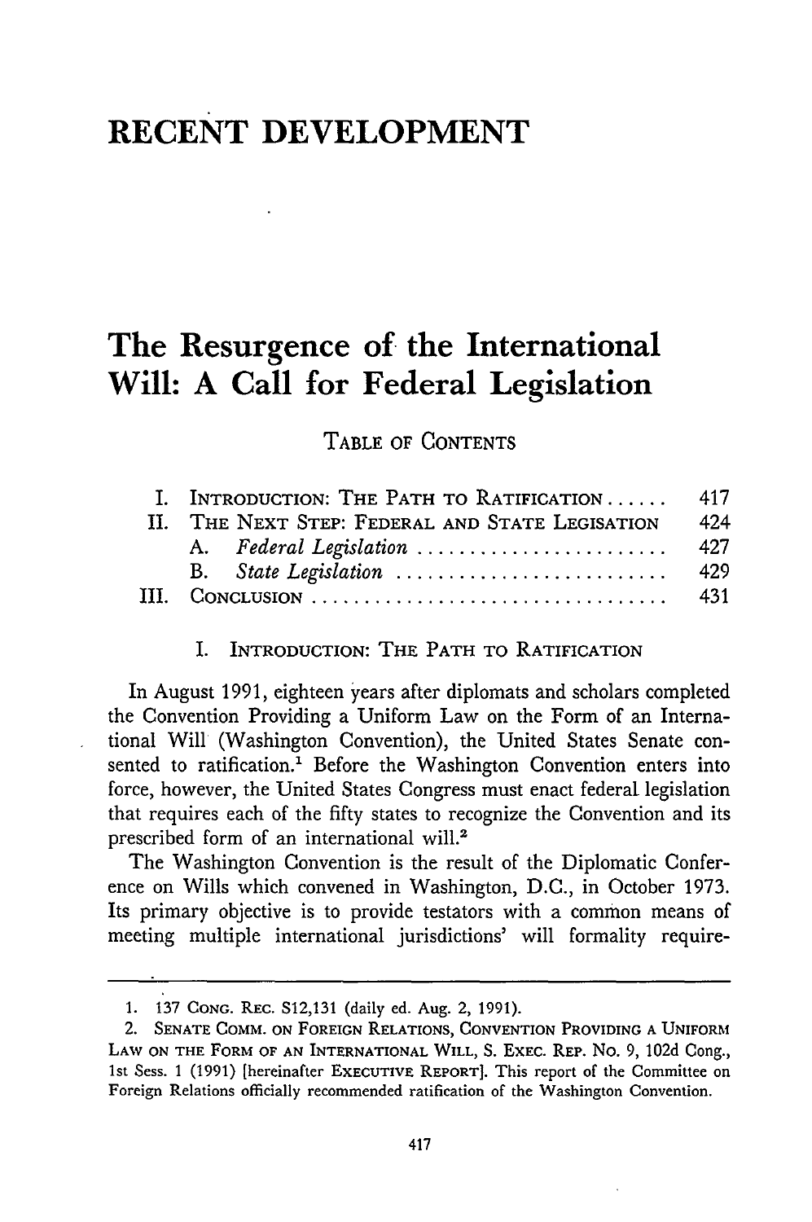# RECENT DEVELOPMENT

# The Resurgence of the International Will: A Call for Federal Legislation

TABLE OF CONTENTS

| | | |
|---|---|---|
| I. | INTRODUCTION: THE PATH TO RATIFICATION | 417 |
| II. | THE NEXT STEP: FEDERAL AND STATE LEGISATION | 424 |
| | A. *Federal Legislation* | 427 |
| | B. *State Legislation* | 429 |
| III. | CONCLUSION | 431 |

## I. INTRODUCTION: THE PATH TO RATIFICATION

In August 1991, eighteen years after diplomats and scholars completed the Convention Providing a Uniform Law on the Form of an International Will (Washington Convention), the United States Senate consented to ratification.[1] Before the Washington Convention enters into force, however, the United States Congress must enact federal legislation that requires each of the fifty states to recognize the Convention and its prescribed form of an international will.[2]

The Washington Convention is the result of the Diplomatic Conference on Wills which convened in Washington, D.C., in October 1973. Its primary objective is to provide testators with a common means of meeting multiple international jurisdictions' will formality require-

---

1. 137 CONG. REC. S12,131 (daily ed. Aug. 2, 1991).

2. SENATE COMM. ON FOREIGN RELATIONS, CONVENTION PROVIDING A UNIFORM LAW ON THE FORM OF AN INTERNATIONAL WILL, S. EXEC. REP. NO. 9, 102d Cong., 1st Sess. 1 (1991) [hereinafter EXECUTIVE REPORT]. This report of the Committee on Foreign Relations officially recommended ratification of the Washington Convention.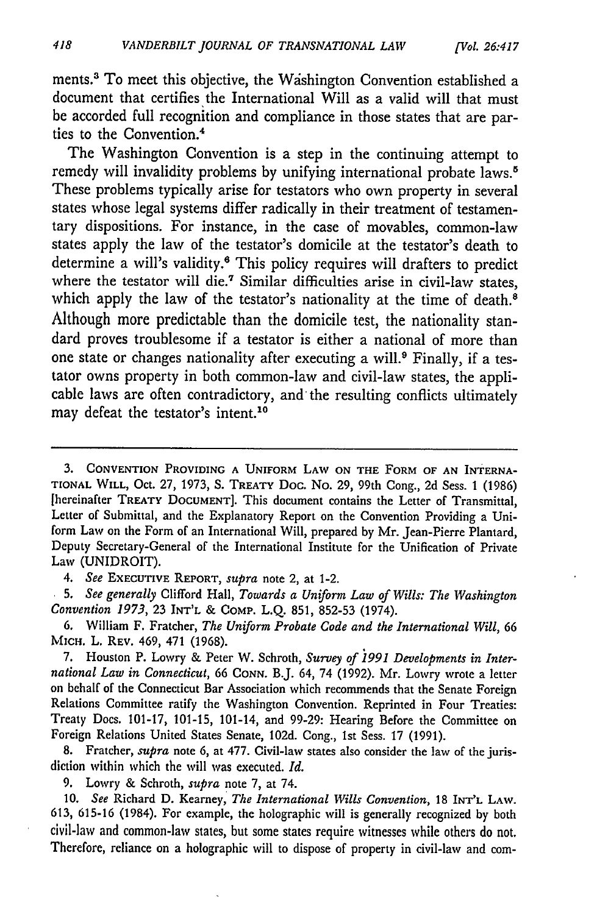ments.[3] To meet this objective, the Washington Convention established a document that certifies the International Will as a valid will that must be accorded full recognition and compliance in those states that are parties to the Convention.[4]

The Washington Convention is a step in the continuing attempt to remedy will invalidity problems by unifying international probate laws.[5] These problems typically arise for testators who own property in several states whose legal systems differ radically in their treatment of testamentary dispositions. For instance, in the case of movables, common-law states apply the law of the testator's domicile at the testator's death to determine a will's validity.[6] This policy requires will drafters to predict where the testator will die.[7] Similar difficulties arise in civil-law states, which apply the law of the testator's nationality at the time of death.[8] Although more predictable than the domicile test, the nationality standard proves troublesome if a testator is either a national of more than one state or changes nationality after executing a will.[9] Finally, if a testator owns property in both common-law and civil-law states, the applicable laws are often contradictory, and the resulting conflicts ultimately may defeat the testator's intent.[10]

---

3. CONVENTION PROVIDING A UNIFORM LAW ON THE FORM OF AN INTERNATIONAL WILL, Oct. 27, 1973, S. TREATY DOC. NO. 29, 99th Cong., 2d Sess. 1 (1986) [hereinafter TREATY DOCUMENT]. This document contains the Letter of Transmittal, Letter of Submittal, and the Explanatory Report on the Convention Providing a Uniform Law on the Form of an International Will, prepared by Mr. Jean-Pierre Plantard, Deputy Secretary-General of the International Institute for the Unification of Private Law (UNIDROIT).

4. *See* EXECUTIVE REPORT, *supra* note 2, at 1-2.

5. *See generally* Clifford Hall, *Towards a Uniform Law of Wills: The Washington Convention 1973*, 23 INT'L & COMP. L.Q. 851, 852-53 (1974).

6. William F. Fratcher, *The Uniform Probate Code and the International Will*, 66 MICH. L. REV. 469, 471 (1968).

7. Houston P. Lowry & Peter W. Schroth, *Survey of 1991 Developments in International Law in Connecticut*, 66 CONN. B.J. 64, 74 (1992). Mr. Lowry wrote a letter on behalf of the Connecticut Bar Association which recommends that the Senate Foreign Relations Committee ratify the Washington Convention. Reprinted in Four Treaties: Treaty Docs. 101-17, 101-15, 101-14, and 99-29: Hearing Before the Committee on Foreign Relations United States Senate, 102d. Cong., 1st Sess. 17 (1991).

8. Fratcher, *supra* note 6, at 477. Civil-law states also consider the law of the jurisdiction within which the will was executed. *Id.*

9. Lowry & Schroth, *supra* note 7, at 74.

10. *See* Richard D. Kearney, *The International Wills Convention*, 18 INT'L LAW. 613, 615-16 (1984). For example, the holographic will is generally recognized by both civil-law and common-law states, but some states require witnesses while others do not. Therefore, reliance on a holographic will to dispose of property in civil-law and com-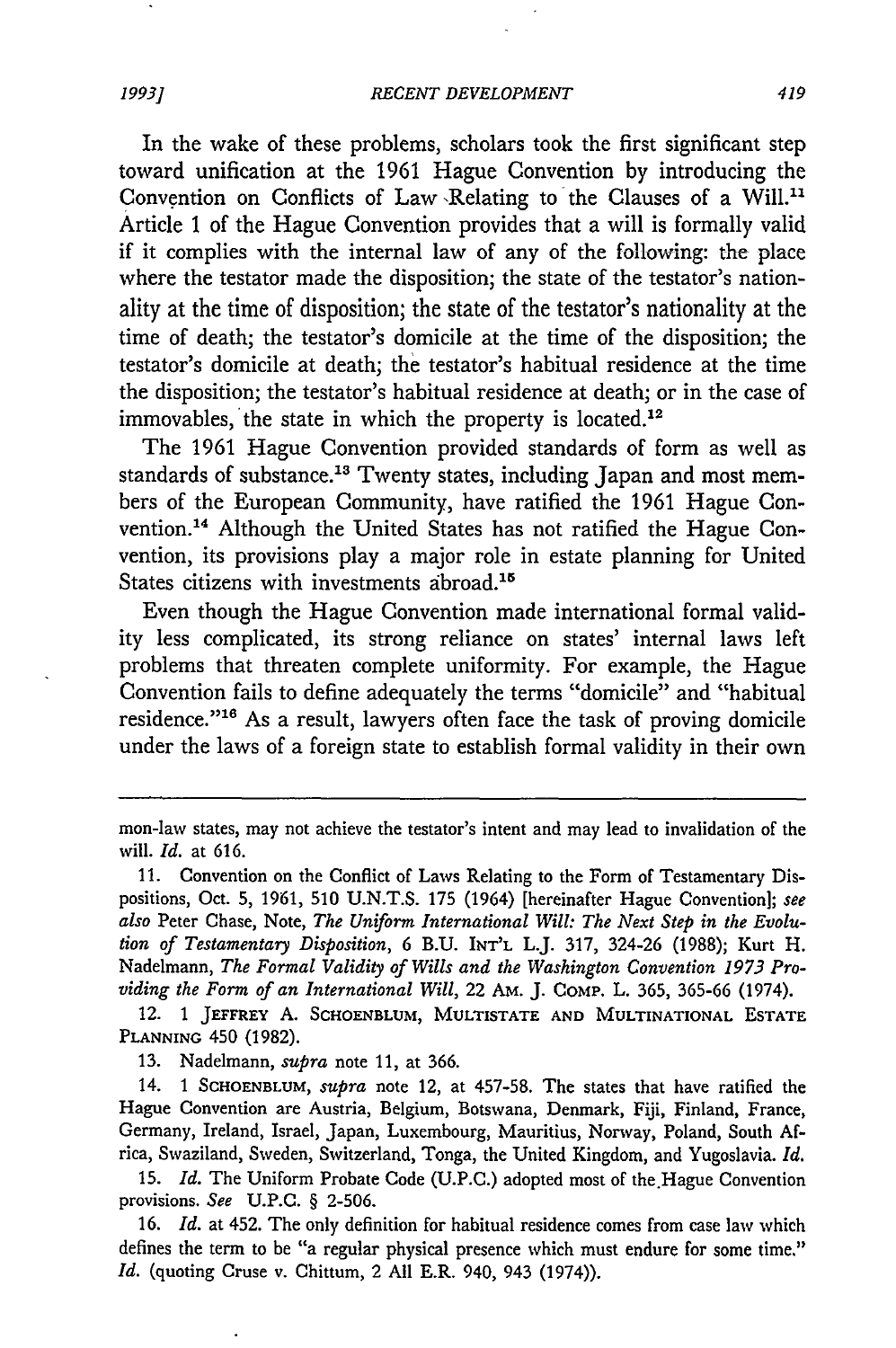In the wake of these problems, scholars took the first significant step toward unification at the 1961 Hague Convention by introducing the Convention on Conflicts of Law Relating to the Clauses of a Will.[11] Article 1 of the Hague Convention provides that a will is formally valid if it complies with the internal law of any of the following: the place where the testator made the disposition; the state of the testator's nationality at the time of disposition; the state of the testator's nationality at the time of death; the testator's domicile at the time of the disposition; the testator's domicile at death; the testator's habitual residence at the time the disposition; the testator's habitual residence at death; or in the case of immovables, the state in which the property is located.[12]

The 1961 Hague Convention provided standards of form as well as standards of substance.[13] Twenty states, including Japan and most members of the European Community, have ratified the 1961 Hague Convention.[14] Although the United States has not ratified the Hague Convention, its provisions play a major role in estate planning for United States citizens with investments abroad.[15]

Even though the Hague Convention made international formal validity less complicated, its strong reliance on states' internal laws left problems that threaten complete uniformity. For example, the Hague Convention fails to define adequately the terms "domicile" and "habitual residence."[16] As a result, lawyers often face the task of proving domicile under the laws of a foreign state to establish formal validity in their own

---

mon-law states, may not achieve the testator's intent and may lead to invalidation of the will. *Id.* at 616.

11. Convention on the Conflict of Laws Relating to the Form of Testamentary Dispositions, Oct. 5, 1961, 510 U.N.T.S. 175 (1964) [hereinafter Hague Convention]; *see also* Peter Chase, Note, *The Uniform International Will: The Next Step in the Evolution of Testamentary Disposition*, 6 B.U. INT'L L.J. 317, 324-26 (1988); Kurt H. Nadelmann, *The Formal Validity of Wills and the Washington Convention 1973 Providing the Form of an International Will*, 22 AM. J. COMP. L. 365, 365-66 (1974).

12. 1 JEFFREY A. SCHOENBLUM, MULTISTATE AND MULTINATIONAL ESTATE PLANNING 450 (1982).

13. Nadelmann, *supra* note 11, at 366.

14. 1 SCHOENBLUM, *supra* note 12, at 457-58. The states that have ratified the Hague Convention are Austria, Belgium, Botswana, Denmark, Fiji, Finland, France, Germany, Ireland, Israel, Japan, Luxembourg, Mauritius, Norway, Poland, South Africa, Swaziland, Sweden, Switzerland, Tonga, the United Kingdom, and Yugoslavia. *Id.*

15. *Id.* The Uniform Probate Code (U.P.C.) adopted most of the Hague Convention provisions. *See* U.P.C. § 2-506.

16. *Id.* at 452. The only definition for habitual residence comes from case law which defines the term to be "a regular physical presence which must endure for some time." *Id.* (quoting Cruse v. Chittum, 2 All E.R. 940, 943 (1974)).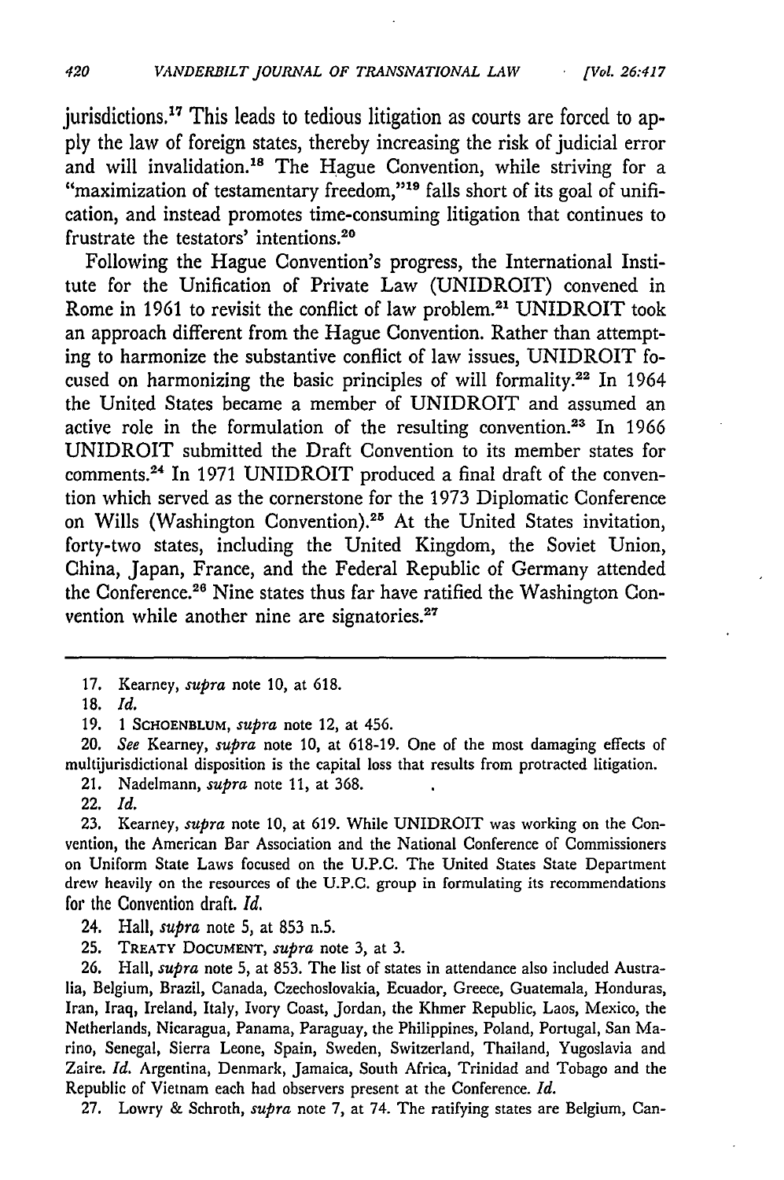jurisdictions.[17] This leads to tedious litigation as courts are forced to apply the law of foreign states, thereby increasing the risk of judicial error and will invalidation.[18] The Hague Convention, while striving for a "maximization of testamentary freedom,"[19] falls short of its goal of unification, and instead promotes time-consuming litigation that continues to frustrate the testators' intentions.[20]

Following the Hague Convention's progress, the International Institute for the Unification of Private Law (UNIDROIT) convened in Rome in 1961 to revisit the conflict of law problem.[21] UNIDROIT took an approach different from the Hague Convention. Rather than attempting to harmonize the substantive conflict of law issues, UNIDROIT focused on harmonizing the basic principles of will formality.[22] In 1964 the United States became a member of UNIDROIT and assumed an active role in the formulation of the resulting convention.[23] In 1966 UNIDROIT submitted the Draft Convention to its member states for comments.[24] In 1971 UNIDROIT produced a final draft of the convention which served as the cornerstone for the 1973 Diplomatic Conference on Wills (Washington Convention).[25] At the United States invitation, forty-two states, including the United Kingdom, the Soviet Union, China, Japan, France, and the Federal Republic of Germany attended the Conference.[26] Nine states thus far have ratified the Washington Convention while another nine are signatories.[27]

---

17. Kearney, *supra* note 10, at 618.

18. *Id.*

19. 1 SCHOENBLUM, *supra* note 12, at 456.

20. *See* Kearney, *supra* note 10, at 618-19. One of the most damaging effects of multijurisdictional disposition is the capital loss that results from protracted litigation.

21. Nadelmann, *supra* note 11, at 368.

22. *Id.*

23. Kearney, *supra* note 10, at 619. While UNIDROIT was working on the Convention, the American Bar Association and the National Conference of Commissioners on Uniform State Laws focused on the U.P.C. The United States State Department drew heavily on the resources of the U.P.C. group in formulating its recommendations for the Convention draft. *Id.*

24. Hall, *supra* note 5, at 853 n.5.

25. TREATY DOCUMENT, *supra* note 3, at 3.

26. Hall, *supra* note 5, at 853. The list of states in attendance also included Australia, Belgium, Brazil, Canada, Czechoslovakia, Ecuador, Greece, Guatemala, Honduras, Iran, Iraq, Ireland, Italy, Ivory Coast, Jordan, the Khmer Republic, Laos, Mexico, the Netherlands, Nicaragua, Panama, Paraguay, the Philippines, Poland, Portugal, San Marino, Senegal, Sierra Leone, Spain, Sweden, Switzerland, Thailand, Yugoslavia and Zaire. *Id.* Argentina, Denmark, Jamaica, South Africa, Trinidad and Tobago and the Republic of Vietnam each had observers present at the Conference. *Id.*

27. Lowry & Schroth, *supra* note 7, at 74. The ratifying states are Belgium, Can-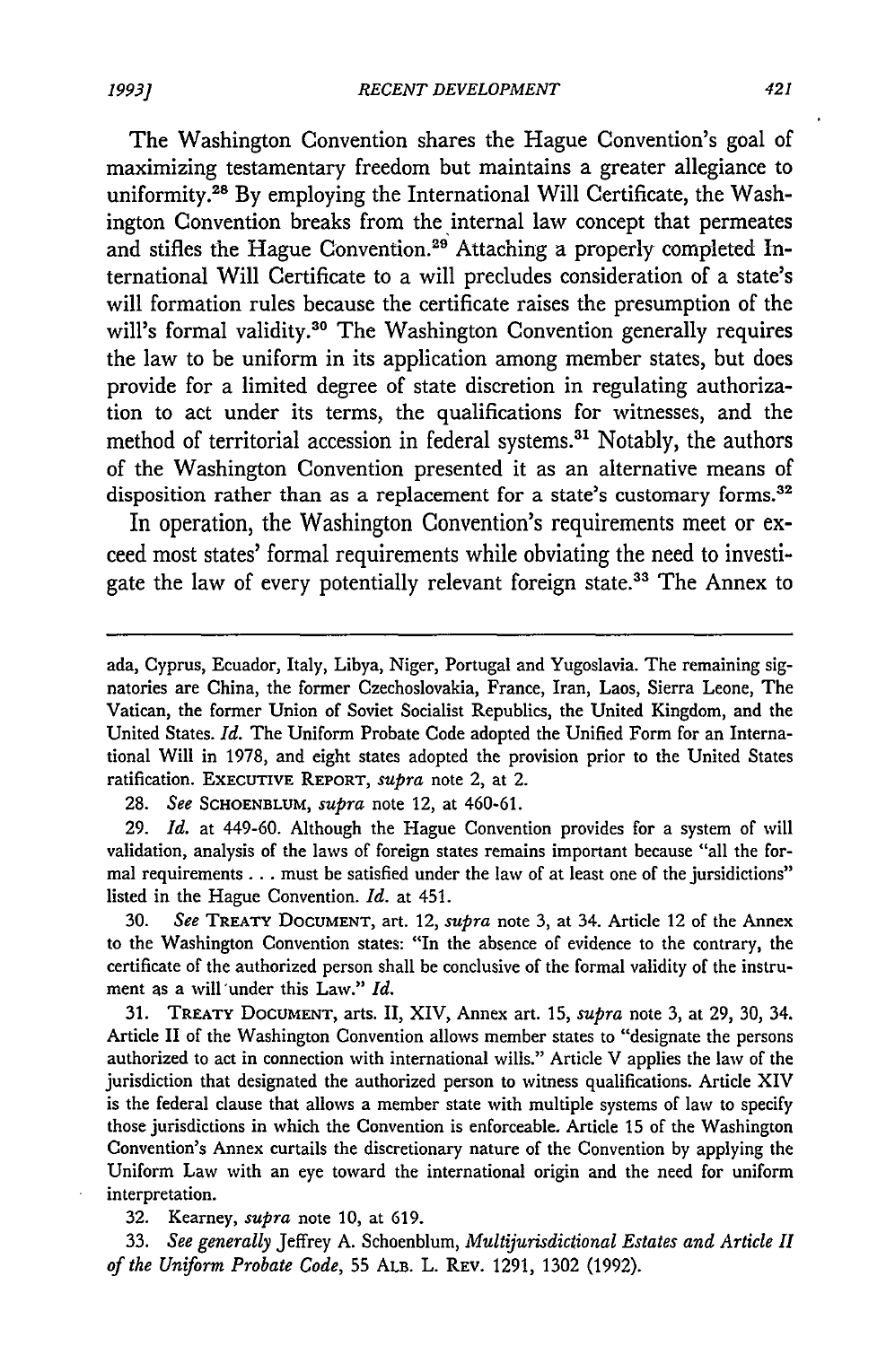The Washington Convention shares the Hague Convention's goal of maximizing testamentary freedom but maintains a greater allegiance to uniformity.[28] By employing the International Will Certificate, the Washington Convention breaks from the internal law concept that permeates and stifles the Hague Convention.[29] Attaching a properly completed International Will Certificate to a will precludes consideration of a state's will formation rules because the certificate raises the presumption of the will's formal validity.[30] The Washington Convention generally requires the law to be uniform in its application among member states, but does provide for a limited degree of state discretion in regulating authorization to act under its terms, the qualifications for witnesses, and the method of territorial accession in federal systems.[31] Notably, the authors of the Washington Convention presented it as an alternative means of disposition rather than as a replacement for a state's customary forms.[32]

In operation, the Washington Convention's requirements meet or exceed most states' formal requirements while obviating the need to investigate the law of every potentially relevant foreign state.[33] The Annex to

---

ada, Cyprus, Ecuador, Italy, Libya, Niger, Portugal and Yugoslavia. The remaining signatories are China, the former Czechoslovakia, France, Iran, Laos, Sierra Leone, The Vatican, the former Union of Soviet Socialist Republics, the United Kingdom, and the United States. *Id.* The Uniform Probate Code adopted the Unified Form for an International Will in 1978, and eight states adopted the provision prior to the United States ratification. EXECUTIVE REPORT, *supra* note 2, at 2.

28. *See* SCHOENBLUM, *supra* note 12, at 460-61.

29. *Id.* at 449-60. Although the Hague Convention provides for a system of will validation, analysis of the laws of foreign states remains important because "all the formal requirements . . . must be satisfied under the law of at least one of the jurisdictions" listed in the Hague Convention. *Id.* at 451.

30. *See* TREATY DOCUMENT, art. 12, *supra* note 3, at 34. Article 12 of the Annex to the Washington Convention states: "In the absence of evidence to the contrary, the certificate of the authorized person shall be conclusive of the formal validity of the instrument as a will under this Law." *Id.*

31. TREATY DOCUMENT, arts. II, XIV, Annex art. 15, *supra* note 3, at 29, 30, 34. Article II of the Washington Convention allows member states to "designate the persons authorized to act in connection with international wills." Article V applies the law of the jurisdiction that designated the authorized person to witness qualifications. Article XIV is the federal clause that allows a member state with multiple systems of law to specify those jurisdictions in which the Convention is enforceable. Article 15 of the Washington Convention's Annex curtails the discretionary nature of the Convention by applying the Uniform Law with an eye toward the international origin and the need for uniform interpretation.

32. Kearney, *supra* note 10, at 619.

33. *See generally* Jeffrey A. Schoenblum, *Multijurisdictional Estates and Article II of the Uniform Probate Code*, 55 ALB. L. REV. 1291, 1302 (1992).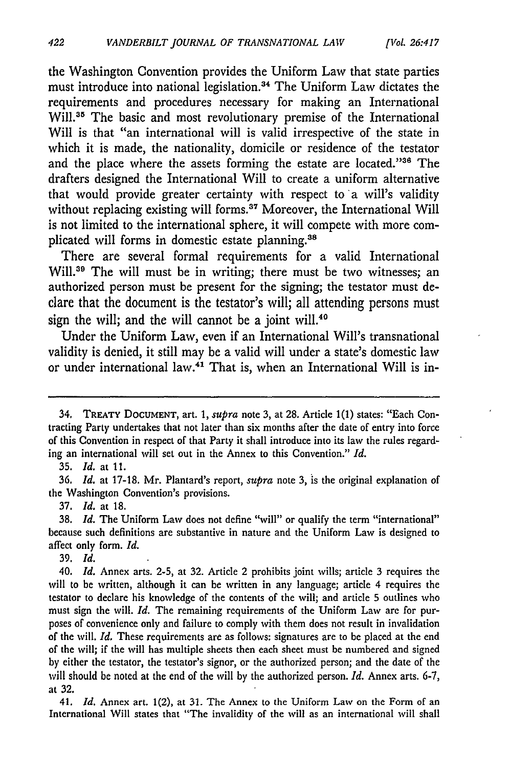the Washington Convention provides the Uniform Law that state parties must introduce into national legislation.[34] The Uniform Law dictates the requirements and procedures necessary for making an International Will.[35] The basic and most revolutionary premise of the International Will is that "an international will is valid irrespective of the state in which it is made, the nationality, domicile or residence of the testator and the place where the assets forming the estate are located."[36] The drafters designed the International Will to create a uniform alternative that would provide greater certainty with respect to a will's validity without replacing existing will forms.[37] Moreover, the International Will is not limited to the international sphere, it will compete with more complicated will forms in domestic estate planning.[38]

There are several formal requirements for a valid International Will.[39] The will must be in writing; there must be two witnesses; an authorized person must be present for the signing; the testator must declare that the document is the testator's will; all attending persons must sign the will; and the will cannot be a joint will.[40]

Under the Uniform Law, even if an International Will's transnational validity is denied, it still may be a valid will under a state's domestic law or under international law.[41] That is, when an International Will is in-

---

34. TREATY DOCUMENT, art. 1, *supra* note 3, at 28. Article 1(1) states: "Each Contracting Party undertakes that not later than six months after the date of entry into force of this Convention in respect of that Party it shall introduce into its law the rules regarding an international will set out in the Annex to this Convention." *Id.*

35. *Id.* at 11.

36. *Id.* at 17-18. Mr. Plantard's report, *supra* note 3, is the original explanation of the Washington Convention's provisions.

37. *Id.* at 18.

38. *Id.* The Uniform Law does not define "will" or qualify the term "international" because such definitions are substantive in nature and the Uniform Law is designed to affect only form. *Id.*

39. *Id.*

40. *Id.* Annex arts. 2-5, at 32. Article 2 prohibits joint wills; article 3 requires the will to be written, although it can be written in any language; article 4 requires the testator to declare his knowledge of the contents of the will; and article 5 outlines who must sign the will. *Id.* The remaining requirements of the Uniform Law are for purposes of convenience only and failure to comply with them does not result in invalidation of the will. *Id.* These requirements are as follows: signatures are to be placed at the end of the will; if the will has multiple sheets then each sheet must be numbered and signed by either the testator, the testator's signor, or the authorized person; and the date of the will should be noted at the end of the will by the authorized person. *Id.* Annex arts. 6-7, at 32.

41. *Id.* Annex art. 1(2), at 31. The Annex to the Uniform Law on the Form of an International Will states that "The invalidity of the will as an international will shall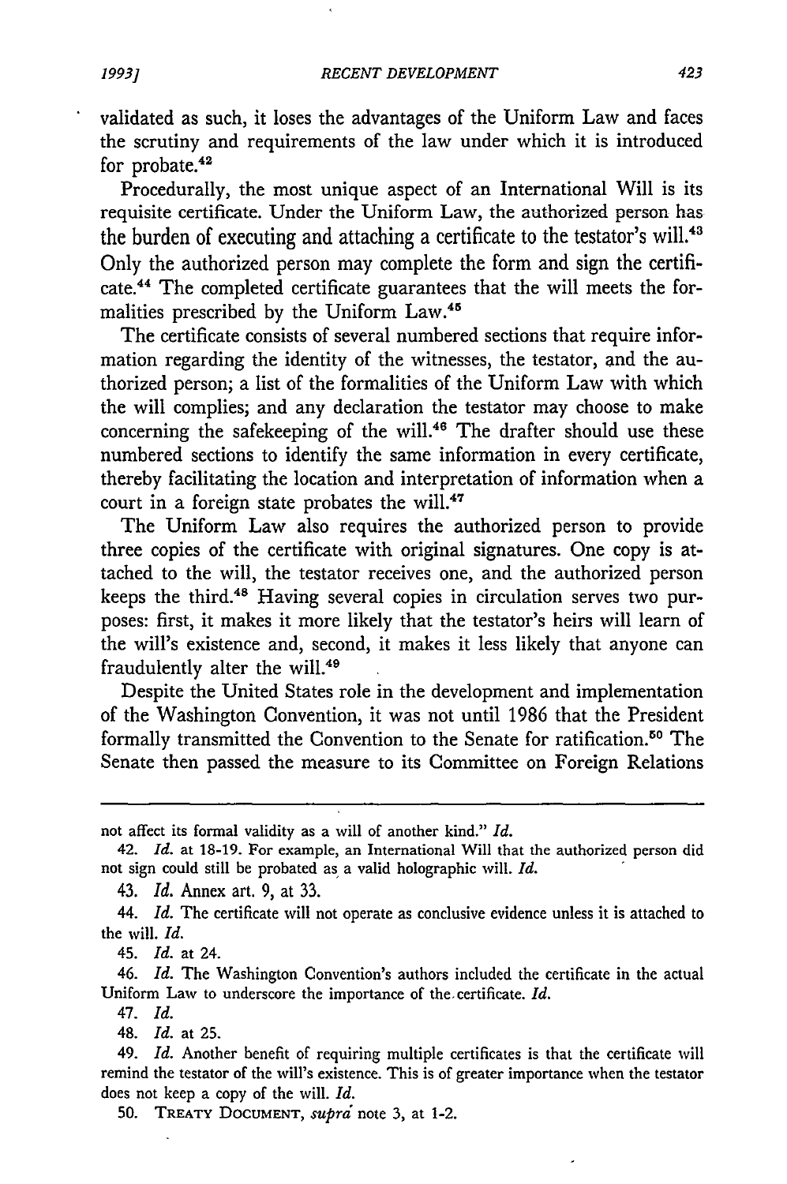validated as such, it loses the advantages of the Uniform Law and faces the scrutiny and requirements of the law under which it is introduced for probate.[42]

Procedurally, the most unique aspect of an International Will is its requisite certificate. Under the Uniform Law, the authorized person has the burden of executing and attaching a certificate to the testator's will.[43] Only the authorized person may complete the form and sign the certificate.[44] The completed certificate guarantees that the will meets the formalities prescribed by the Uniform Law.[45]

The certificate consists of several numbered sections that require information regarding the identity of the witnesses, the testator, and the authorized person; a list of the formalities of the Uniform Law with which the will complies; and any declaration the testator may choose to make concerning the safekeeping of the will.[46] The drafter should use these numbered sections to identify the same information in every certificate, thereby facilitating the location and interpretation of information when a court in a foreign state probates the will.[47]

The Uniform Law also requires the authorized person to provide three copies of the certificate with original signatures. One copy is attached to the will, the testator receives one, and the authorized person keeps the third.[48] Having several copies in circulation serves two purposes: first, it makes it more likely that the testator's heirs will learn of the will's existence and, second, it makes it less likely that anyone can fraudulently alter the will.[49]

Despite the United States role in the development and implementation of the Washington Convention, it was not until 1986 that the President formally transmitted the Convention to the Senate for ratification.[50] The Senate then passed the measure to its Committee on Foreign Relations

---

not affect its formal validity as a will of another kind." *Id.*

42. *Id.* at 18-19. For example, an International Will that the authorized person did not sign could still be probated as a valid holographic will. *Id.*

43. *Id.* Annex art. 9, at 33.

44. *Id.* The certificate will not operate as conclusive evidence unless it is attached to the will. *Id.*

45. *Id.* at 24.

46. *Id.* The Washington Convention's authors included the certificate in the actual Uniform Law to underscore the importance of the certificate. *Id.*

47. *Id.*

48. *Id.* at 25.

49. *Id.* Another benefit of requiring multiple certificates is that the certificate will remind the testator of the will's existence. This is of greater importance when the testator does not keep a copy of the will. *Id.*

50. TREATY DOCUMENT, *supra* note 3, at 1-2.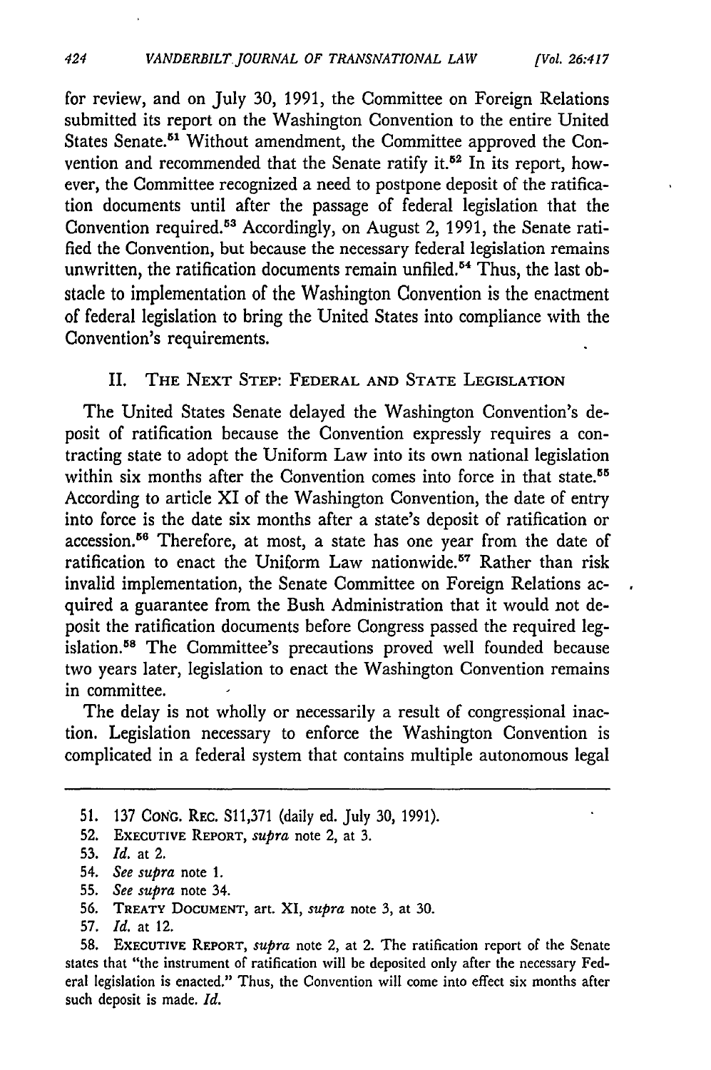for review, and on July 30, 1991, the Committee on Foreign Relations submitted its report on the Washington Convention to the entire United States Senate.[51] Without amendment, the Committee approved the Convention and recommended that the Senate ratify it.[52] In its report, however, the Committee recognized a need to postpone deposit of the ratification documents until after the passage of federal legislation that the Convention required.[53] Accordingly, on August 2, 1991, the Senate ratified the Convention, but because the necessary federal legislation remains unwritten, the ratification documents remain unfiled.[54] Thus, the last obstacle to implementation of the Washington Convention is the enactment of federal legislation to bring the United States into compliance with the Convention's requirements.

## II. The Next Step: Federal and State Legislation

The United States Senate delayed the Washington Convention's deposit of ratification because the Convention expressly requires a contracting state to adopt the Uniform Law into its own national legislation within six months after the Convention comes into force in that state.[55] According to article XI of the Washington Convention, the date of entry into force is the date six months after a state's deposit of ratification or accession.[56] Therefore, at most, a state has one year from the date of ratification to enact the Uniform Law nationwide.[57] Rather than risk invalid implementation, the Senate Committee on Foreign Relations acquired a guarantee from the Bush Administration that it would not deposit the ratification documents before Congress passed the required legislation.[58] The Committee's precautions proved well founded because two years later, legislation to enact the Washington Convention remains in committee.

The delay is not wholly or necessarily a result of congressional inaction. Legislation necessary to enforce the Washington Convention is complicated in a federal system that contains multiple autonomous legal

---

51. 137 Cong. Rec. S11,371 (daily ed. July 30, 1991).

52. Executive Report, *supra* note 2, at 3.

53. *Id.* at 2.

54. *See supra* note 1.

55. *See supra* note 34.

56. Treaty Document, art. XI, *supra* note 3, at 30.

57. *Id.* at 12.

58. Executive Report, *supra* note 2, at 2. The ratification report of the Senate states that "the instrument of ratification will be deposited only after the necessary Federal legislation is enacted." Thus, the Convention will come into effect six months after such deposit is made. *Id.*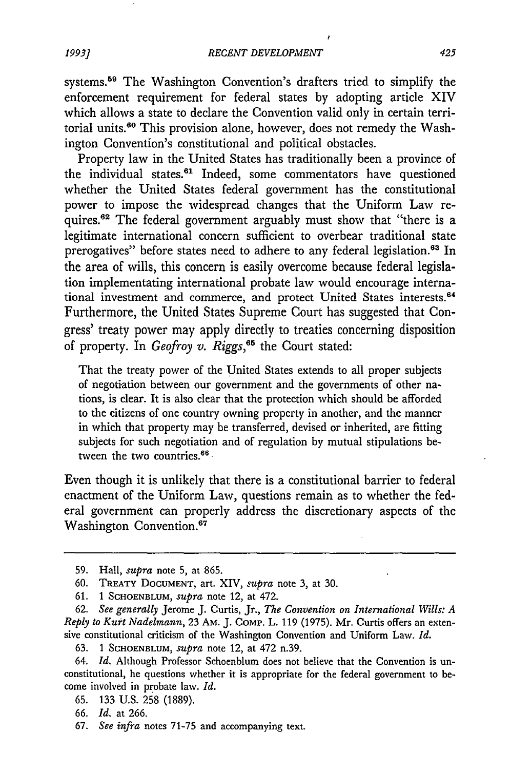systems.[59] The Washington Convention's drafters tried to simplify the enforcement requirement for federal states by adopting article XIV which allows a state to declare the Convention valid only in certain territorial units.[60] This provision alone, however, does not remedy the Washington Convention's constitutional and political obstacles.

Property law in the United States has traditionally been a province of the individual states.[61] Indeed, some commentators have questioned whether the United States federal government has the constitutional power to impose the widespread changes that the Uniform Law requires.[62] The federal government arguably must show that "there is a legitimate international concern sufficient to overbear traditional state prerogatives" before states need to adhere to any federal legislation.[63] In the area of wills, this concern is easily overcome because federal legislation implementating international probate law would encourage international investment and commerce, and protect United States interests.[64] Furthermore, the United States Supreme Court has suggested that Congress' treaty power may apply directly to treaties concerning disposition of property. In *Geofroy v. Riggs*,[65] the Court stated:

> That the treaty power of the United States extends to all proper subjects of negotiation between our government and the governments of other nations, is clear. It is also clear that the protection which should be afforded to the citizens of one country owning property in another, and the manner in which that property may be transferred, devised or inherited, are fitting subjects for such negotiation and of regulation by mutual stipulations between the two countries.[66]

Even though it is unlikely that there is a constitutional barrier to federal enactment of the Uniform Law, questions remain as to whether the federal government can properly address the discretionary aspects of the Washington Convention.[67]

---

59. Hall, *supra* note 5, at 865.

60. TREATY DOCUMENT, art. XIV, *supra* note 3, at 30.

61. 1 SCHOENBLUM, *supra* note 12, at 472.

62. *See generally* Jerome J. Curtis, Jr., *The Convention on International Wills: A Reply to Kurt Nadelmann*, 23 AM. J. COMP. L. 119 (1975). Mr. Curtis offers an extensive constitutional criticism of the Washington Convention and Uniform Law. *Id.*

63. 1 SCHOENBLUM, *supra* note 12, at 472 n.39.

64. *Id.* Although Professor Schoenblum does not believe that the Convention is unconstitutional, he questions whether it is appropriate for the federal government to become involved in probate law. *Id.*

65. 133 U.S. 258 (1889).

66. *Id.* at 266.

67. *See infra* notes 71-75 and accompanying text.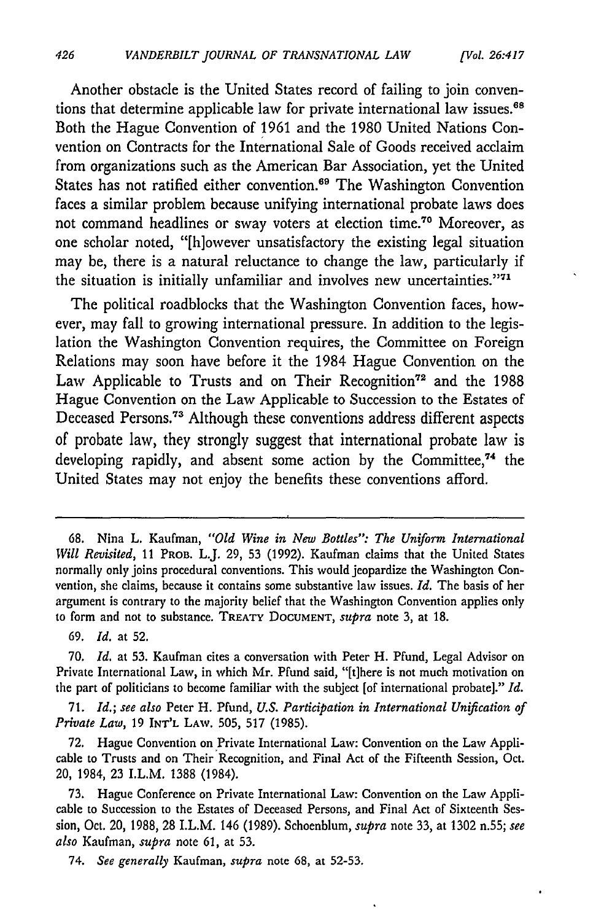Another obstacle is the United States record of failing to join conventions that determine applicable law for private international law issues.[68] Both the Hague Convention of 1961 and the 1980 United Nations Convention on Contracts for the International Sale of Goods received acclaim from organizations such as the American Bar Association, yet the United States has not ratified either convention.[69] The Washington Convention faces a similar problem because unifying international probate laws does not command headlines or sway voters at election time.[70] Moreover, as one scholar noted, "[h]owever unsatisfactory the existing legal situation may be, there is a natural reluctance to change the law, particularly if the situation is initially unfamiliar and involves new uncertainties."[71]

The political roadblocks that the Washington Convention faces, however, may fall to growing international pressure. In addition to the legislation the Washington Convention requires, the Committee on Foreign Relations may soon have before it the 1984 Hague Convention on the Law Applicable to Trusts and on Their Recognition[72] and the 1988 Hague Convention on the Law Applicable to Succession to the Estates of Deceased Persons.[73] Although these conventions address different aspects of probate law, they strongly suggest that international probate law is developing rapidly, and absent some action by the Committee,[74] the United States may not enjoy the benefits these conventions afford.

---

68. Nina L. Kaufman, *"Old Wine in New Bottles": The Uniform International Will Revisited*, 11 PROB. L.J. 29, 53 (1992). Kaufman claims that the United States normally only joins procedural conventions. This would jeopardize the Washington Convention, she claims, because it contains some substantive law issues. *Id.* The basis of her argument is contrary to the majority belief that the Washington Convention applies only to form and not to substance. TREATY DOCUMENT, *supra* note 3, at 18.

69. *Id.* at 52.

70. *Id.* at 53. Kaufman cites a conversation with Peter H. Pfund, Legal Advisor on Private International Law, in which Mr. Pfund said, "[t]here is not much motivation on the part of politicians to become familiar with the subject [of international probate]." *Id.*

71. *Id.*; *see also* Peter H. Pfund, *U.S. Participation in International Unification of Private Law*, 19 INT'L LAW. 505, 517 (1985).

72. Hague Convention on Private International Law: Convention on the Law Applicable to Trusts and on Their Recognition, and Final Act of the Fifteenth Session, Oct. 20, 1984, 23 I.L.M. 1388 (1984).

73. Hague Conference on Private International Law: Convention on the Law Applicable to Succession to the Estates of Deceased Persons, and Final Act of Sixteenth Session, Oct. 20, 1988, 28 I.L.M. 146 (1989). Schoenblum, *supra* note 33, at 1302 n.55; *see also* Kaufman, *supra* note 61, at 53.

74. *See generally* Kaufman, *supra* note 68, at 52-53.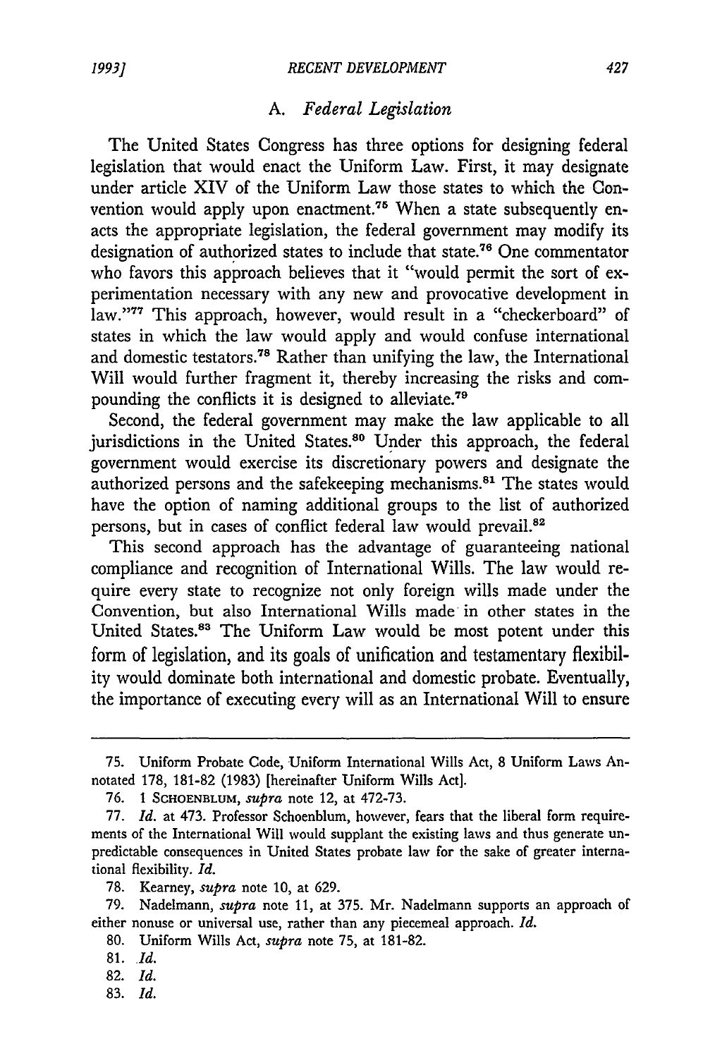### A. *Federal Legislation*

The United States Congress has three options for designing federal legislation that would enact the Uniform Law. First, it may designate under article XIV of the Uniform Law those states to which the Convention would apply upon enactment.[75] When a state subsequently enacts the appropriate legislation, the federal government may modify its designation of authorized states to include that state.[76] One commentator who favors this approach believes that it "would permit the sort of experimentation necessary with any new and provocative development in law."[77] This approach, however, would result in a "checkerboard" of states in which the law would apply and would confuse international and domestic testators.[78] Rather than unifying the law, the International Will would further fragment it, thereby increasing the risks and compounding the conflicts it is designed to alleviate.[79]

Second, the federal government may make the law applicable to all jurisdictions in the United States.[80] Under this approach, the federal government would exercise its discretionary powers and designate the authorized persons and the safekeeping mechanisms.[81] The states would have the option of naming additional groups to the list of authorized persons, but in cases of conflict federal law would prevail.[82]

This second approach has the advantage of guaranteeing national compliance and recognition of International Wills. The law would require every state to recognize not only foreign wills made under the Convention, but also International Wills made in other states in the United States.[83] The Uniform Law would be most potent under this form of legislation, and its goals of unification and testamentary flexibility would dominate both international and domestic probate. Eventually, the importance of executing every will as an International Will to ensure

---

75. Uniform Probate Code, Uniform International Wills Act, 8 Uniform Laws Annotated 178, 181-82 (1983) [hereinafter Uniform Wills Act].

76. 1 SCHOENBLUM, *supra* note 12, at 472-73.

77. *Id.* at 473. Professor Schoenblum, however, fears that the liberal form requirements of the International Will would supplant the existing laws and thus generate unpredictable consequences in United States probate law for the sake of greater international flexibility. *Id.*

78. Kearney, *supra* note 10, at 629.

79. Nadelmann, *supra* note 11, at 375. Mr. Nadelmann supports an approach of either nonuse or universal use, rather than any piecemeal approach. *Id.*

80. Uniform Wills Act, *supra* note 75, at 181-82.

81. *Id.*

82. *Id.*

83. *Id.*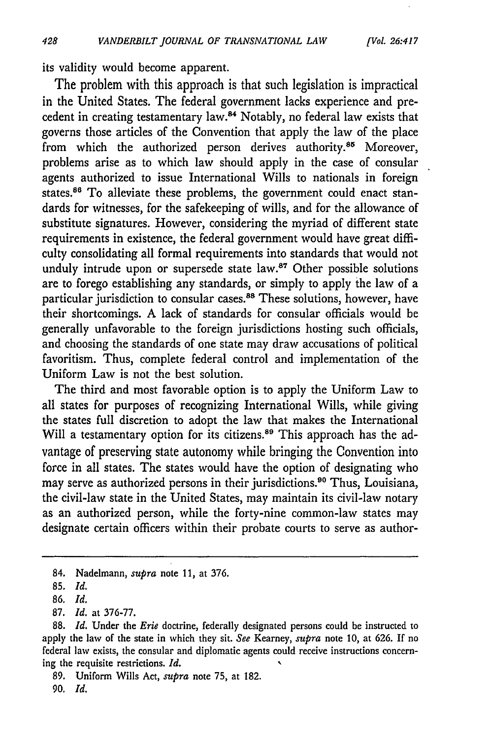its validity would become apparent.

The problem with this approach is that such legislation is impractical in the United States. The federal government lacks experience and precedent in creating testamentary law.[84] Notably, no federal law exists that governs those articles of the Convention that apply the law of the place from which the authorized person derives authority.[85] Moreover, problems arise as to which law should apply in the case of consular agents authorized to issue International Wills to nationals in foreign states.[86] To alleviate these problems, the government could enact standards for witnesses, for the safekeeping of wills, and for the allowance of substitute signatures. However, considering the myriad of different state requirements in existence, the federal government would have great difficulty consolidating all formal requirements into standards that would not unduly intrude upon or supersede state law.[87] Other possible solutions are to forego establishing any standards, or simply to apply the law of a particular jurisdiction to consular cases.[88] These solutions, however, have their shortcomings. A lack of standards for consular officials would be generally unfavorable to the foreign jurisdictions hosting such officials, and choosing the standards of one state may draw accusations of political favoritism. Thus, complete federal control and implementation of the Uniform Law is not the best solution.

The third and most favorable option is to apply the Uniform Law to all states for purposes of recognizing International Wills, while giving the states full discretion to adopt the law that makes the International Will a testamentary option for its citizens.[89] This approach has the advantage of preserving state autonomy while bringing the Convention into force in all states. The states would have the option of designating who may serve as authorized persons in their jurisdictions.[90] Thus, Louisiana, the civil-law state in the United States, may maintain its civil-law notary as an authorized person, while the forty-nine common-law states may designate certain officers within their probate courts to serve as author-

---

84. Nadelmann, *supra* note 11, at 376.

85. *Id.*

86. *Id.*

87. *Id.* at 376-77.

88. *Id.* Under the *Erie* doctrine, federally designated persons could be instructed to apply the law of the state in which they sit. *See* Kearney, *supra* note 10, at 626. If no federal law exists, the consular and diplomatic agents could receive instructions concerning the requisite restrictions. *Id.*

89. Uniform Wills Act, *supra* note 75, at 182.

90. *Id.*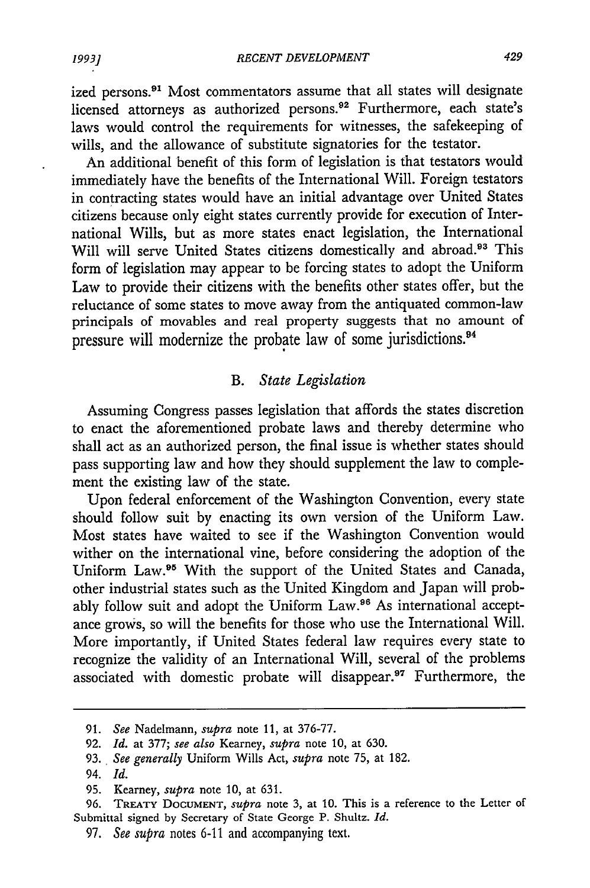ized persons.[91] Most commentators assume that all states will designate licensed attorneys as authorized persons.[92] Furthermore, each state's laws would control the requirements for witnesses, the safekeeping of wills, and the allowance of substitute signatories for the testator.

An additional benefit of this form of legislation is that testators would immediately have the benefits of the International Will. Foreign testators in contracting states would have an initial advantage over United States citizens because only eight states currently provide for execution of International Wills, but as more states enact legislation, the International Will will serve United States citizens domestically and abroad.[93] This form of legislation may appear to be forcing states to adopt the Uniform Law to provide their citizens with the benefits other states offer, but the reluctance of some states to move away from the antiquated common-law principals of movables and real property suggests that no amount of pressure will modernize the probate law of some jurisdictions.[94]

### B. *State Legislation*

Assuming Congress passes legislation that affords the states discretion to enact the aforementioned probate laws and thereby determine who shall act as an authorized person, the final issue is whether states should pass supporting law and how they should supplement the law to complement the existing law of the state.

Upon federal enforcement of the Washington Convention, every state should follow suit by enacting its own version of the Uniform Law. Most states have waited to see if the Washington Convention would wither on the international vine, before considering the adoption of the Uniform Law.[95] With the support of the United States and Canada, other industrial states such as the United Kingdom and Japan will probably follow suit and adopt the Uniform Law.[96] As international acceptance grows, so will the benefits for those who use the International Will. More importantly, if United States federal law requires every state to recognize the validity of an International Will, several of the problems associated with domestic probate will disappear.[97] Furthermore, the

---

91. *See* Nadelmann, *supra* note 11, at 376-77.

92. *Id.* at 377; *see also* Kearney, *supra* note 10, at 630.

93. *See generally* Uniform Wills Act, *supra* note 75, at 182.

94. *Id.*

95. Kearney, *supra* note 10, at 631.

96. TREATY DOCUMENT, *supra* note 3, at 10. This is a reference to the Letter of Submittal signed by Secretary of State George P. Shultz. *Id.*

97. *See supra* notes 6-11 and accompanying text.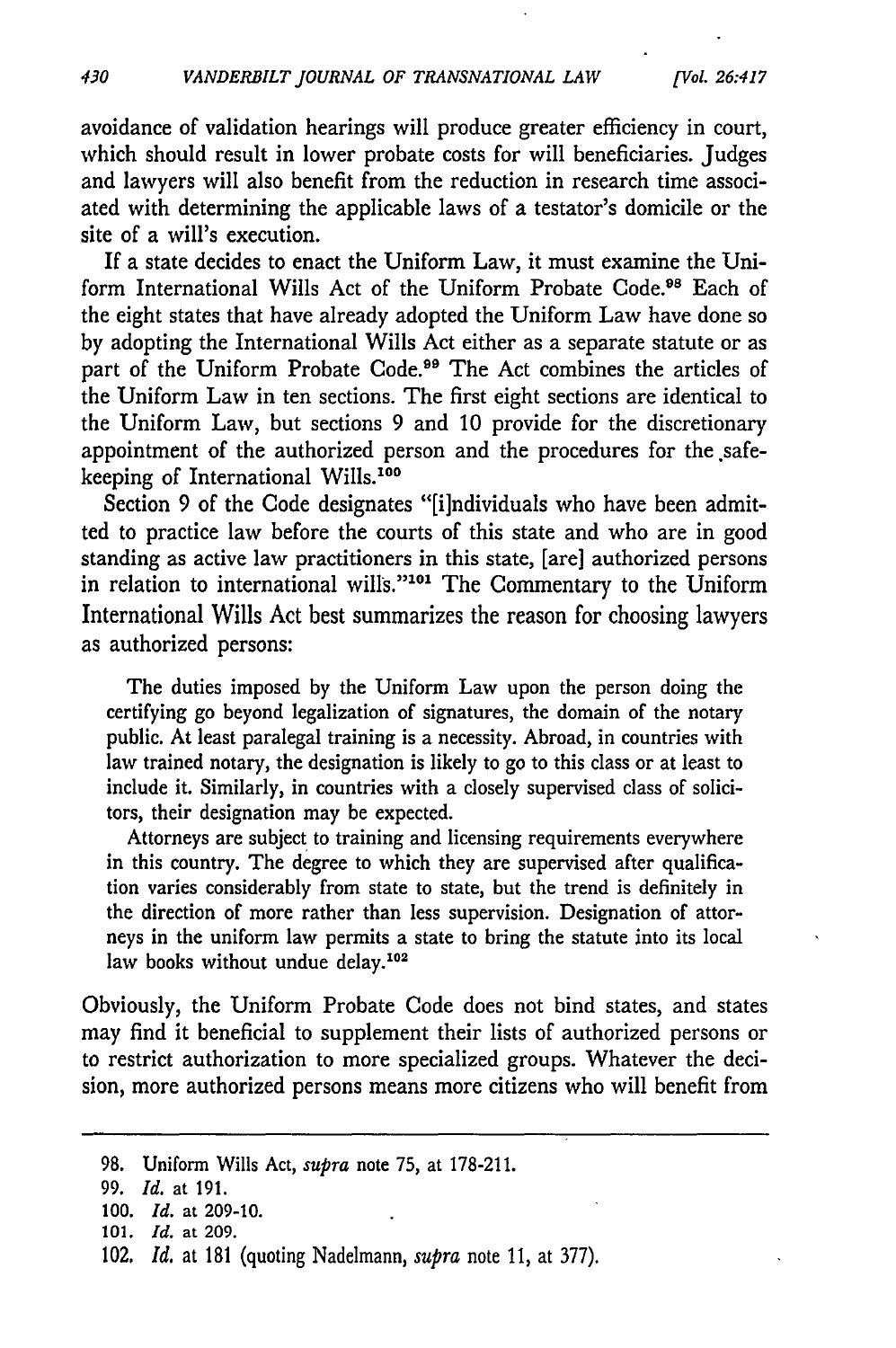avoidance of validation hearings will produce greater efficiency in court, which should result in lower probate costs for will beneficiaries. Judges and lawyers will also benefit from the reduction in research time associated with determining the applicable laws of a testator's domicile or the site of a will's execution.

If a state decides to enact the Uniform Law, it must examine the Uniform International Wills Act of the Uniform Probate Code.[98] Each of the eight states that have already adopted the Uniform Law have done so by adopting the International Wills Act either as a separate statute or as part of the Uniform Probate Code.[99] The Act combines the articles of the Uniform Law in ten sections. The first eight sections are identical to the Uniform Law, but sections 9 and 10 provide for the discretionary appointment of the authorized person and the procedures for the safekeeping of International Wills.[100]

Section 9 of the Code designates "[i]ndividuals who have been admitted to practice law before the courts of this state and who are in good standing as active law practitioners in this state, [are] authorized persons in relation to international wills."[101] The Commentary to the Uniform International Wills Act best summarizes the reason for choosing lawyers as authorized persons:

> The duties imposed by the Uniform Law upon the person doing the certifying go beyond legalization of signatures, the domain of the notary public. At least paralegal training is a necessity. Abroad, in countries with law trained notary, the designation is likely to go to this class or at least to include it. Similarly, in countries with a closely supervised class of solicitors, their designation may be expected.
>
> Attorneys are subject to training and licensing requirements everywhere in this country. The degree to which they are supervised after qualification varies considerably from state to state, but the trend is definitely in the direction of more rather than less supervision. Designation of attorneys in the uniform law permits a state to bring the statute into its local law books without undue delay.[102]

Obviously, the Uniform Probate Code does not bind states, and states may find it beneficial to supplement their lists of authorized persons or to restrict authorization to more specialized groups. Whatever the decision, more authorized persons means more citizens who will benefit from

---

98. Uniform Wills Act, *supra* note 75, at 178-211.

99. *Id.* at 191.

100. *Id.* at 209-10.

101. *Id.* at 209.

102. *Id.* at 181 (quoting Nadelmann, *supra* note 11, at 377).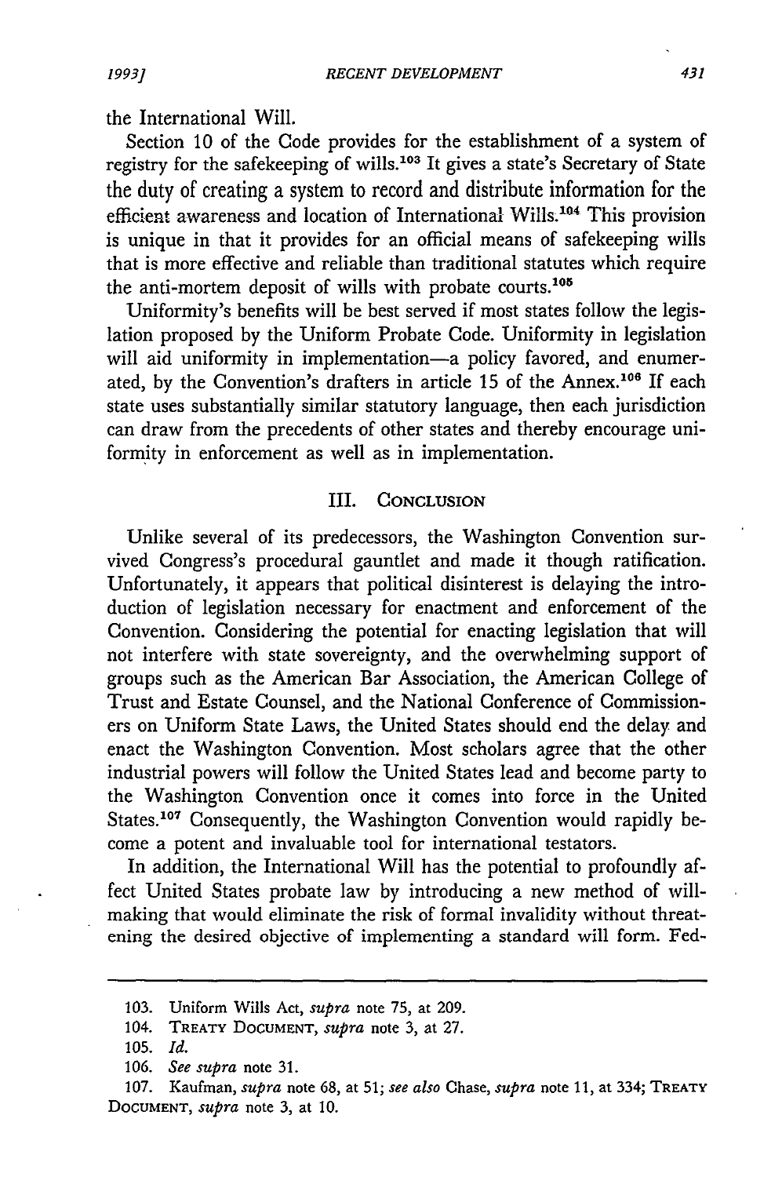the International Will.

Section 10 of the Code provides for the establishment of a system of registry for the safekeeping of wills.[103] It gives a state's Secretary of State the duty of creating a system to record and distribute information for the efficient awareness and location of International Wills.[104] This provision is unique in that it provides for an official means of safekeeping wills that is more effective and reliable than traditional statutes which require the anti-mortem deposit of wills with probate courts.[105]

Uniformity's benefits will be best served if most states follow the legislation proposed by the Uniform Probate Code. Uniformity in legislation will aid uniformity in implementation—a policy favored, and enumerated, by the Convention's drafters in article 15 of the Annex.[106] If each state uses substantially similar statutory language, then each jurisdiction can draw from the precedents of other states and thereby encourage uniformity in enforcement as well as in implementation.

## III. Conclusion

Unlike several of its predecessors, the Washington Convention survived Congress's procedural gauntlet and made it though ratification. Unfortunately, it appears that political disinterest is delaying the introduction of legislation necessary for enactment and enforcement of the Convention. Considering the potential for enacting legislation that will not interfere with state sovereignty, and the overwhelming support of groups such as the American Bar Association, the American College of Trust and Estate Counsel, and the National Conference of Commissioners on Uniform State Laws, the United States should end the delay and enact the Washington Convention. Most scholars agree that the other industrial powers will follow the United States lead and become party to the Washington Convention once it comes into force in the United States.[107] Consequently, the Washington Convention would rapidly become a potent and invaluable tool for international testators.

In addition, the International Will has the potential to profoundly affect United States probate law by introducing a new method of will-making that would eliminate the risk of formal invalidity without threatening the desired objective of implementing a standard will form. Fed-

---

103. Uniform Wills Act, *supra* note 75, at 209.

104. Treaty Document, *supra* note 3, at 27.

105. *Id.*

106. *See supra* note 31.

107. Kaufman, *supra* note 68, at 51; *see also* Chase, *supra* note 11, at 334; Treaty Document, *supra* note 3, at 10.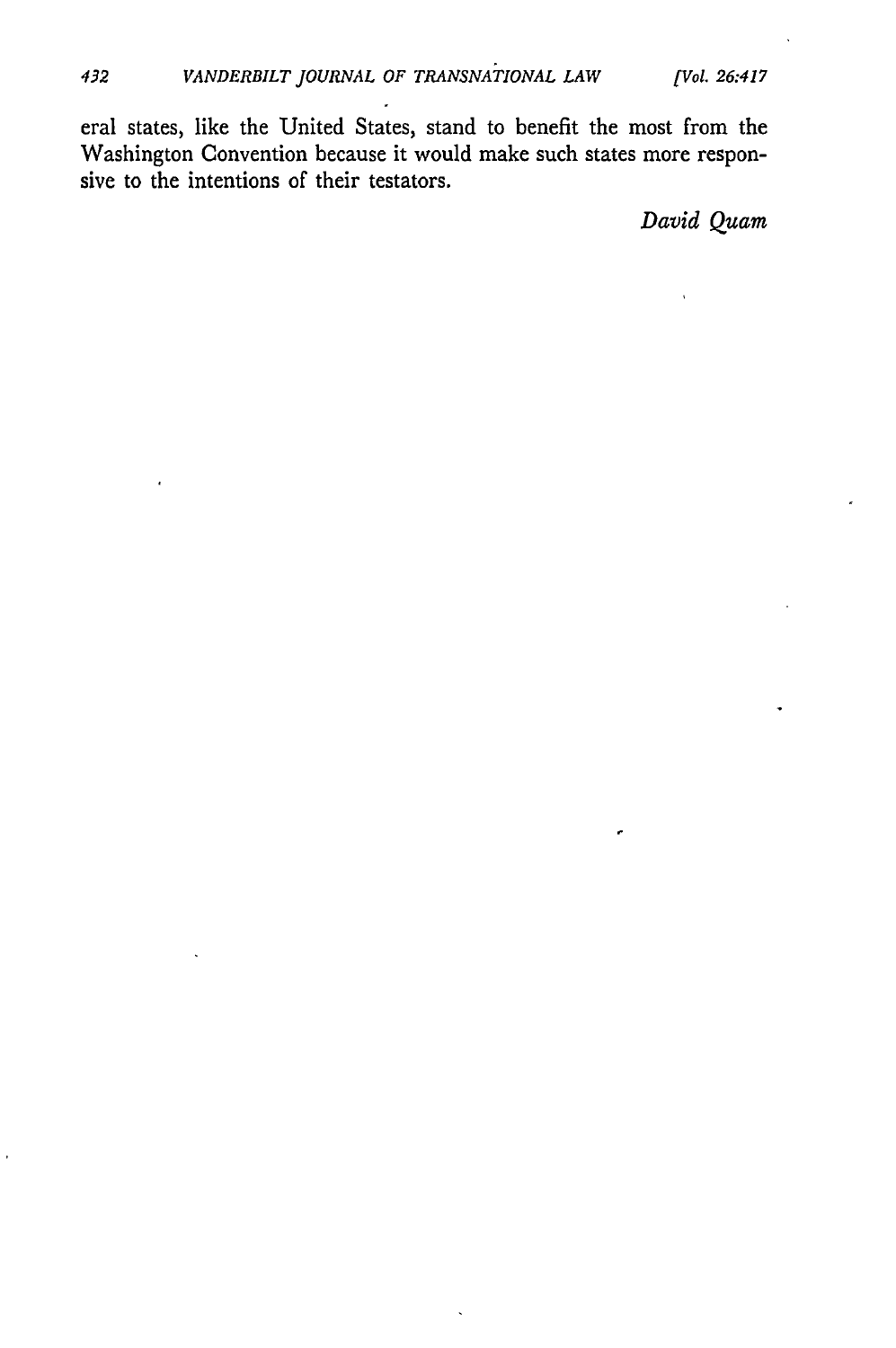eral states, like the United States, stand to benefit the most from the Washington Convention because it would make such states more responsive to the intentions of their testators.

*David Quam*